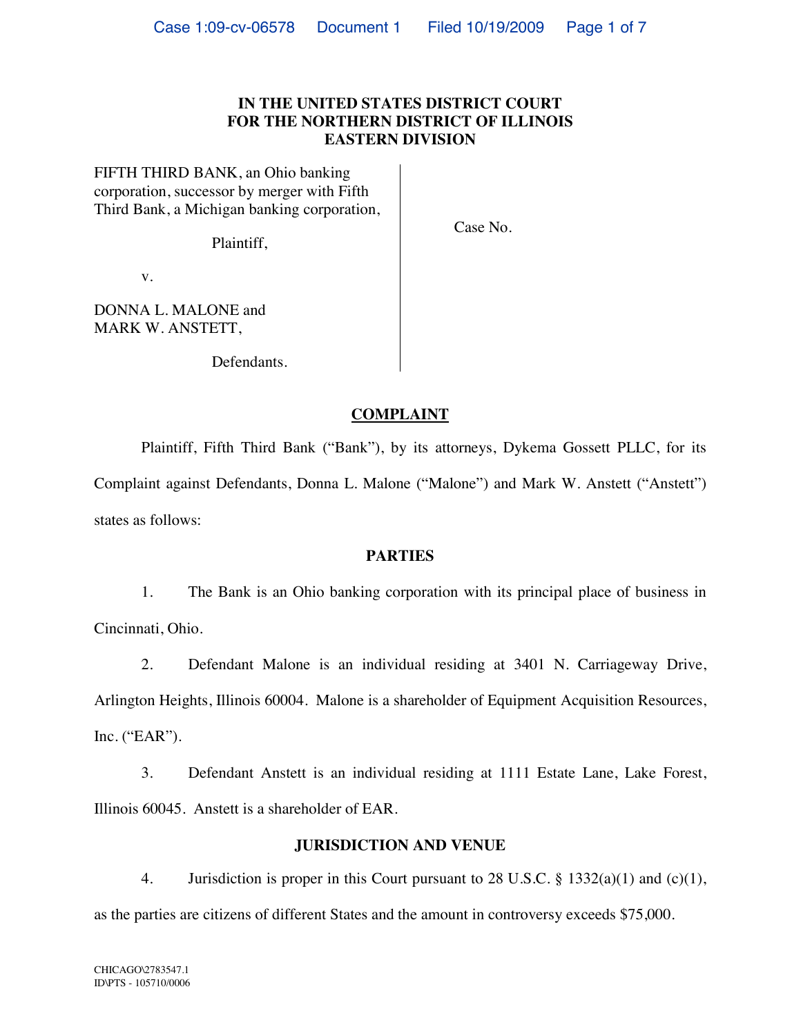**IN THE UNITED STATES DISTRICT COURT**
**FOR THE NORTHERN DISTRICT OF ILLINOIS**
**EASTERN DIVISION**

FIFTH THIRD BANK, an Ohio banking corporation, successor by merger with Fifth Third Bank, a Michigan banking corporation,

Plaintiff,

v.

DONNA L. MALONE and MARK W. ANSTETT,

Defendants.

Case No.

**COMPLAINT**

Plaintiff, Fifth Third Bank ("Bank"), by its attorneys, Dykema Gossett PLLC, for its Complaint against Defendants, Donna L. Malone ("Malone") and Mark W. Anstett ("Anstett") states as follows:

**PARTIES**

1. The Bank is an Ohio banking corporation with its principal place of business in Cincinnati, Ohio.

2. Defendant Malone is an individual residing at 3401 N. Carriageway Drive, Arlington Heights, Illinois 60004. Malone is a shareholder of Equipment Acquisition Resources, Inc. ("EAR").

3. Defendant Anstett is an individual residing at 1111 Estate Lane, Lake Forest, Illinois 60045. Anstett is a shareholder of EAR.

**JURISDICTION AND VENUE**

4. Jurisdiction is proper in this Court pursuant to 28 U.S.C. § 1332(a)(1) and (c)(1), as the parties are citizens of different States and the amount in controversy exceeds $75,000.

CHICAGO\2783547.1
ID\PTS - 105710/0006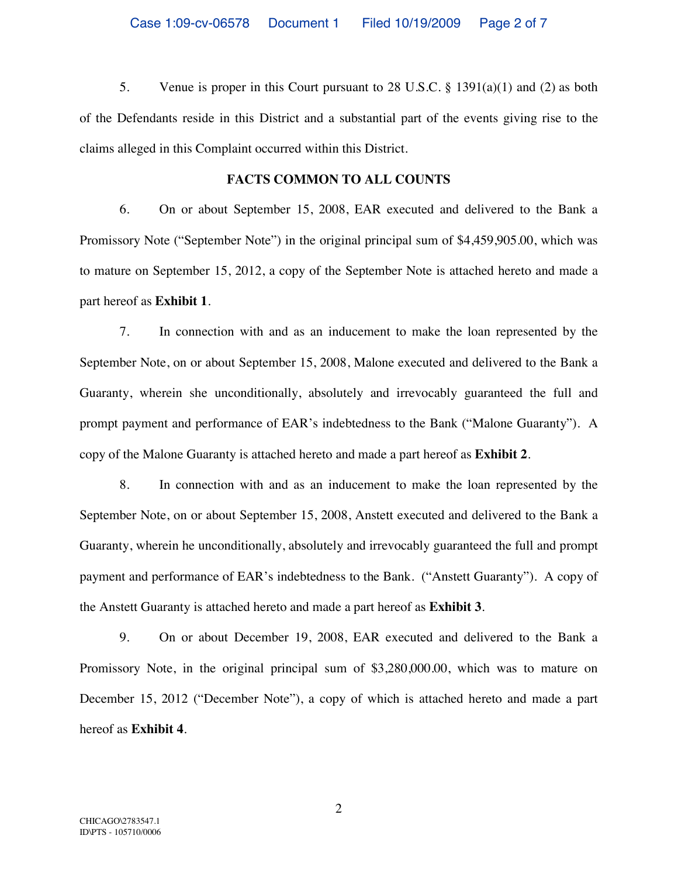5. Venue is proper in this Court pursuant to 28 U.S.C. § 1391(a)(1) and (2) as both of the Defendants reside in this District and a substantial part of the events giving rise to the claims alleged in this Complaint occurred within this District.

## FACTS COMMON TO ALL COUNTS

6. On or about September 15, 2008, EAR executed and delivered to the Bank a Promissory Note ("September Note") in the original principal sum of $4,459,905.00, which was to mature on September 15, 2012, a copy of the September Note is attached hereto and made a part hereof as **Exhibit 1**.

7. In connection with and as an inducement to make the loan represented by the September Note, on or about September 15, 2008, Malone executed and delivered to the Bank a Guaranty, wherein she unconditionally, absolutely and irrevocably guaranteed the full and prompt payment and performance of EAR's indebtedness to the Bank ("Malone Guaranty"). A copy of the Malone Guaranty is attached hereto and made a part hereof as **Exhibit 2**.

8. In connection with and as an inducement to make the loan represented by the September Note, on or about September 15, 2008, Anstett executed and delivered to the Bank a Guaranty, wherein he unconditionally, absolutely and irrevocably guaranteed the full and prompt payment and performance of EAR's indebtedness to the Bank. ("Anstett Guaranty"). A copy of the Anstett Guaranty is attached hereto and made a part hereof as **Exhibit 3**.

9. On or about December 19, 2008, EAR executed and delivered to the Bank a Promissory Note, in the original principal sum of $3,280,000.00, which was to mature on December 15, 2012 ("December Note"), a copy of which is attached hereto and made a part hereof as **Exhibit 4**.

CHICAGO\2783547.1
ID\PTS - 105710/0006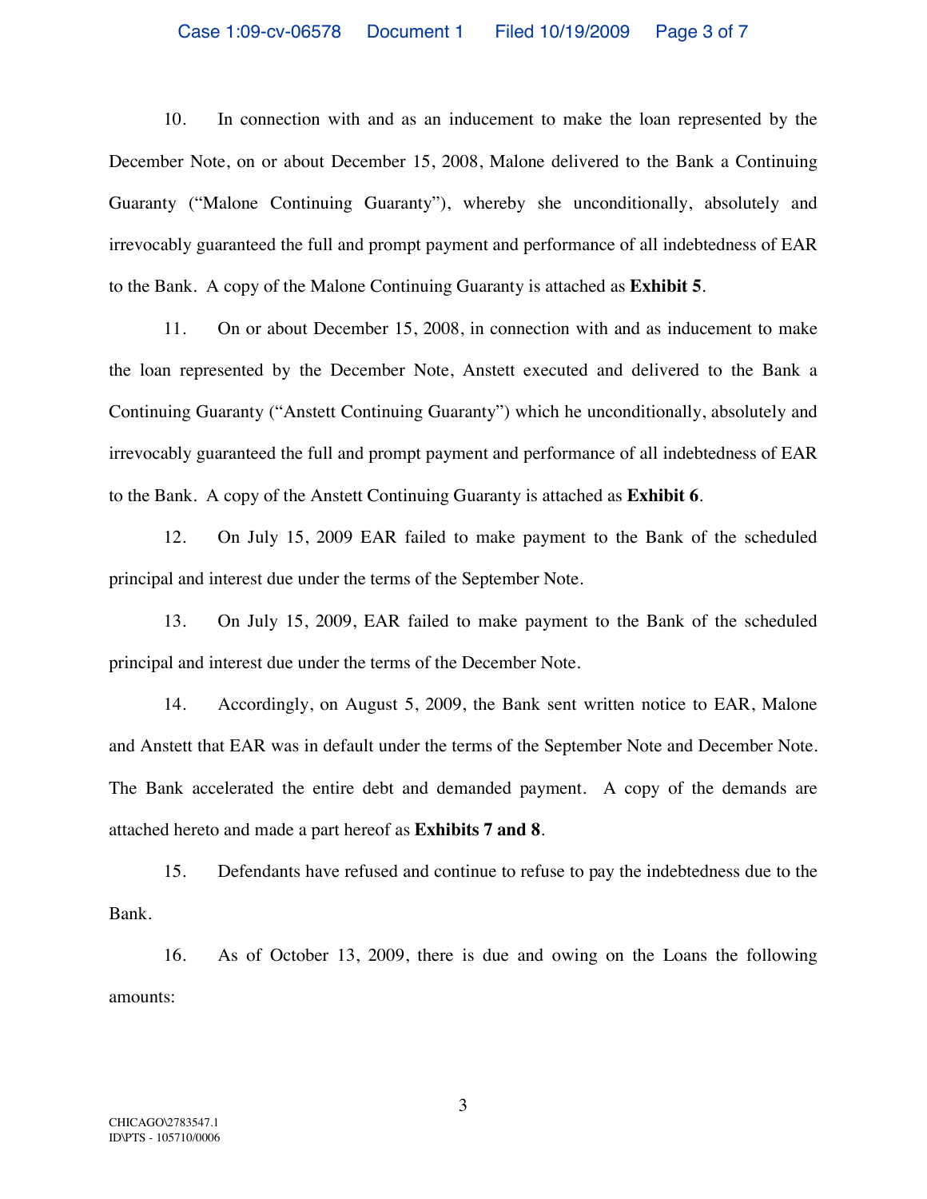10. In connection with and as an inducement to make the loan represented by the December Note, on or about December 15, 2008, Malone delivered to the Bank a Continuing Guaranty ("Malone Continuing Guaranty"), whereby she unconditionally, absolutely and irrevocably guaranteed the full and prompt payment and performance of all indebtedness of EAR to the Bank. A copy of the Malone Continuing Guaranty is attached as **Exhibit 5**.

11. On or about December 15, 2008, in connection with and as inducement to make the loan represented by the December Note, Anstett executed and delivered to the Bank a Continuing Guaranty ("Anstett Continuing Guaranty") which he unconditionally, absolutely and irrevocably guaranteed the full and prompt payment and performance of all indebtedness of EAR to the Bank. A copy of the Anstett Continuing Guaranty is attached as **Exhibit 6**.

12. On July 15, 2009 EAR failed to make payment to the Bank of the scheduled principal and interest due under the terms of the September Note.

13. On July 15, 2009, EAR failed to make payment to the Bank of the scheduled principal and interest due under the terms of the December Note.

14. Accordingly, on August 5, 2009, the Bank sent written notice to EAR, Malone and Anstett that EAR was in default under the terms of the September Note and December Note. The Bank accelerated the entire debt and demanded payment. A copy of the demands are attached hereto and made a part hereof as **Exhibits 7 and 8**.

15. Defendants have refused and continue to refuse to pay the indebtedness due to the Bank.

16. As of October 13, 2009, there is due and owing on the Loans the following amounts:

CHICAGO\2783547.1
ID\PTS - 105710/0006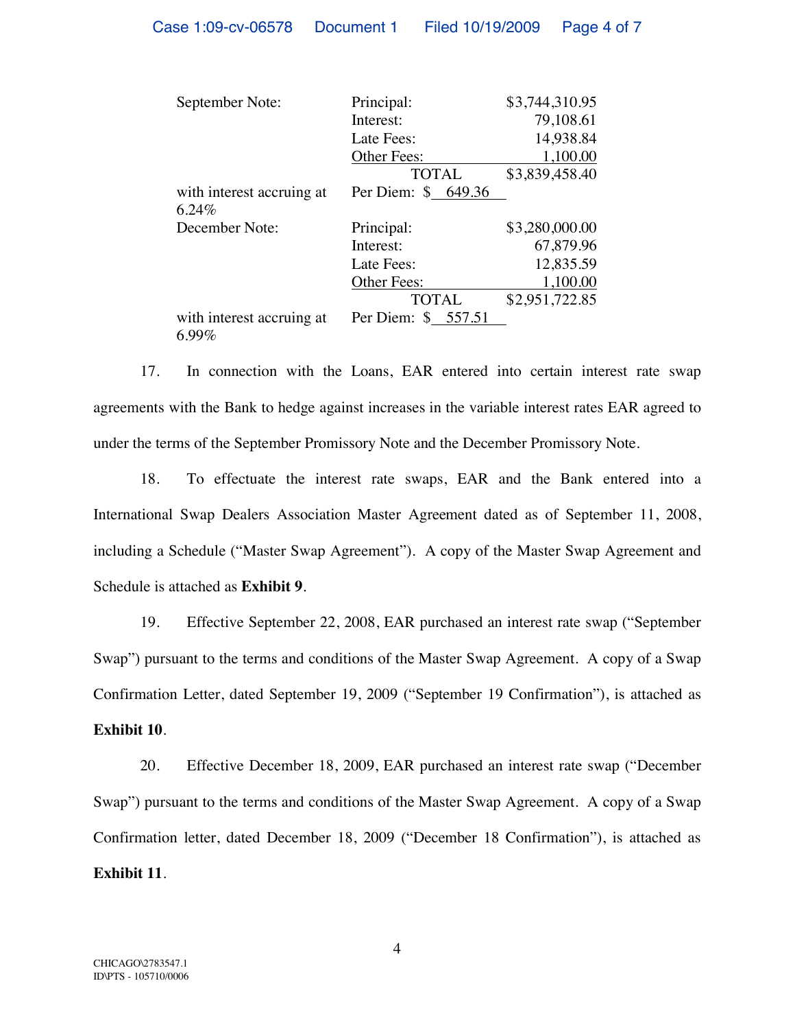| | | |
|---|---|---|
| September Note: | Principal: | $3,744,310.95 |
| | Interest: | 79,108.61 |
| | Late Fees: | 14,938.84 |
| | Other Fees: | 1,100.00 |
| | TOTAL | $3,839,458.40 |
| with interest accruing at 6.24% | Per Diem: $ 649.36 | |
| December Note: | Principal: | $3,280,000.00 |
| | Interest: | 67,879.96 |
| | Late Fees: | 12,835.59 |
| | Other Fees: | 1,100.00 |
| | TOTAL | $2,951,722.85 |
| with interest accruing at 6.99% | Per Diem: $ 557.51 | |

17. In connection with the Loans, EAR entered into certain interest rate swap agreements with the Bank to hedge against increases in the variable interest rates EAR agreed to under the terms of the September Promissory Note and the December Promissory Note.

18. To effectuate the interest rate swaps, EAR and the Bank entered into a International Swap Dealers Association Master Agreement dated as of September 11, 2008, including a Schedule ("Master Swap Agreement"). A copy of the Master Swap Agreement and Schedule is attached as **Exhibit 9**.

19. Effective September 22, 2008, EAR purchased an interest rate swap ("September Swap") pursuant to the terms and conditions of the Master Swap Agreement. A copy of a Swap Confirmation Letter, dated September 19, 2009 ("September 19 Confirmation"), is attached as **Exhibit 10**.

20. Effective December 18, 2009, EAR purchased an interest rate swap ("December Swap") pursuant to the terms and conditions of the Master Swap Agreement. A copy of a Swap Confirmation letter, dated December 18, 2009 ("December 18 Confirmation"), is attached as **Exhibit 11**.

CHICAGO\2783547.1
ID\PTS - 105710/0006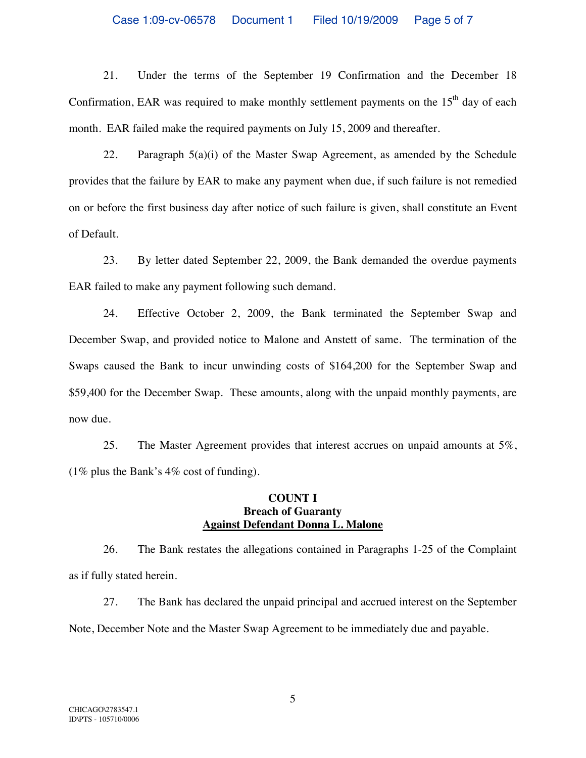21. Under the terms of the September 19 Confirmation and the December 18 Confirmation, EAR was required to make monthly settlement payments on the 15th day of each month. EAR failed make the required payments on July 15, 2009 and thereafter.

22. Paragraph 5(a)(i) of the Master Swap Agreement, as amended by the Schedule provides that the failure by EAR to make any payment when due, if such failure is not remedied on or before the first business day after notice of such failure is given, shall constitute an Event of Default.

23. By letter dated September 22, 2009, the Bank demanded the overdue payments EAR failed to make any payment following such demand.

24. Effective October 2, 2009, the Bank terminated the September Swap and December Swap, and provided notice to Malone and Anstett of same. The termination of the Swaps caused the Bank to incur unwinding costs of $164,200 for the September Swap and $59,400 for the December Swap. These amounts, along with the unpaid monthly payments, are now due.

25. The Master Agreement provides that interest accrues on unpaid amounts at 5%, (1% plus the Bank's 4% cost of funding).

**COUNT I**
**Breach of Guaranty**
**Against Defendant Donna L. Malone**

26. The Bank restates the allegations contained in Paragraphs 1-25 of the Complaint as if fully stated herein.

27. The Bank has declared the unpaid principal and accrued interest on the September Note, December Note and the Master Swap Agreement to be immediately due and payable.

CHICAGO\2783547.1
ID\PTS - 105710/0006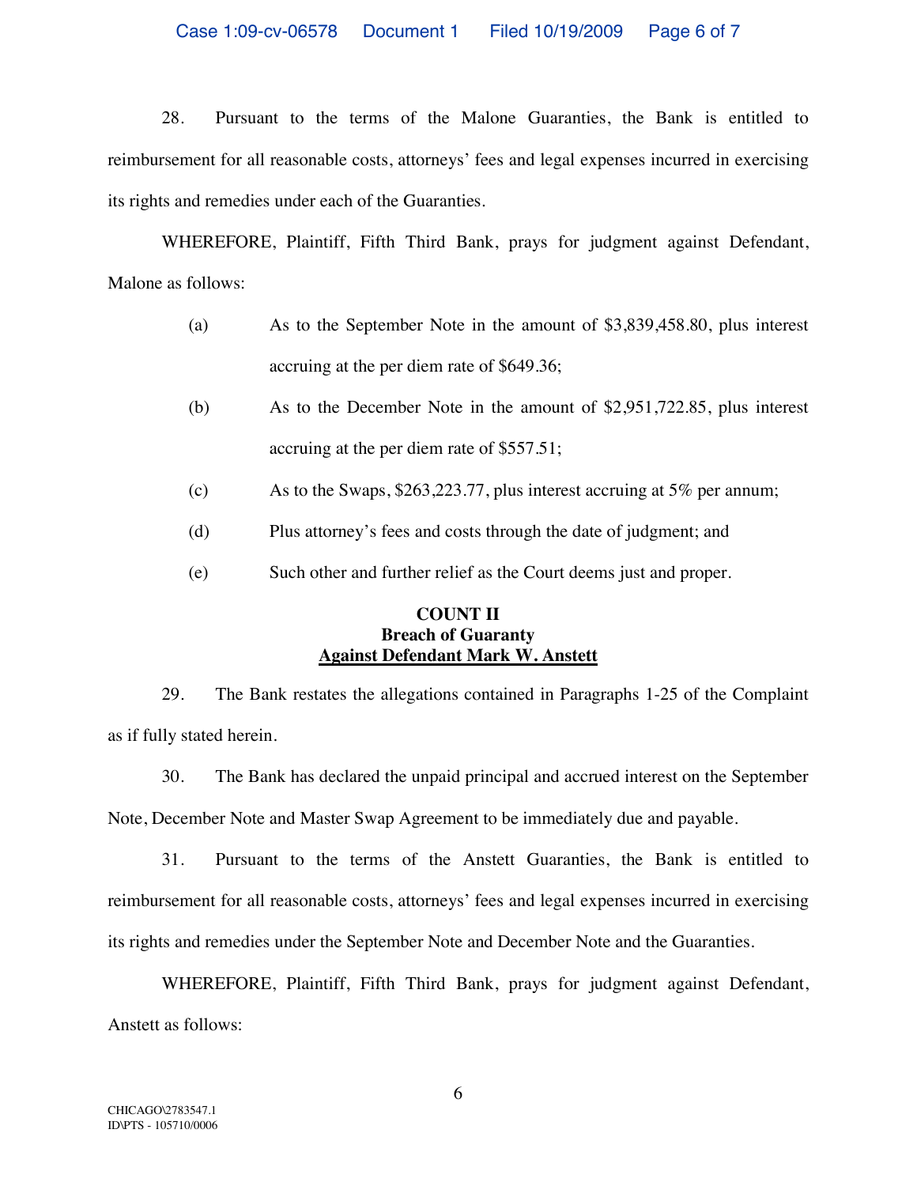28. Pursuant to the terms of the Malone Guaranties, the Bank is entitled to reimbursement for all reasonable costs, attorneys' fees and legal expenses incurred in exercising its rights and remedies under each of the Guaranties.

WHEREFORE, Plaintiff, Fifth Third Bank, prays for judgment against Defendant, Malone as follows:

(a) As to the September Note in the amount of $3,839,458.80, plus interest accruing at the per diem rate of $649.36;

(b) As to the December Note in the amount of $2,951,722.85, plus interest accruing at the per diem rate of $557.51;

(c) As to the Swaps, $263,223.77, plus interest accruing at 5% per annum;

(d) Plus attorney's fees and costs through the date of judgment; and

(e) Such other and further relief as the Court deems just and proper.

**COUNT II**
**Breach of Guaranty**
**Against Defendant Mark W. Anstett**

29. The Bank restates the allegations contained in Paragraphs 1-25 of the Complaint as if fully stated herein.

30. The Bank has declared the unpaid principal and accrued interest on the September Note, December Note and Master Swap Agreement to be immediately due and payable.

31. Pursuant to the terms of the Anstett Guaranties, the Bank is entitled to reimbursement for all reasonable costs, attorneys' fees and legal expenses incurred in exercising its rights and remedies under the September Note and December Note and the Guaranties.

WHEREFORE, Plaintiff, Fifth Third Bank, prays for judgment against Defendant, Anstett as follows:

CHICAGO\2783547.1
ID\PTS - 105710/0006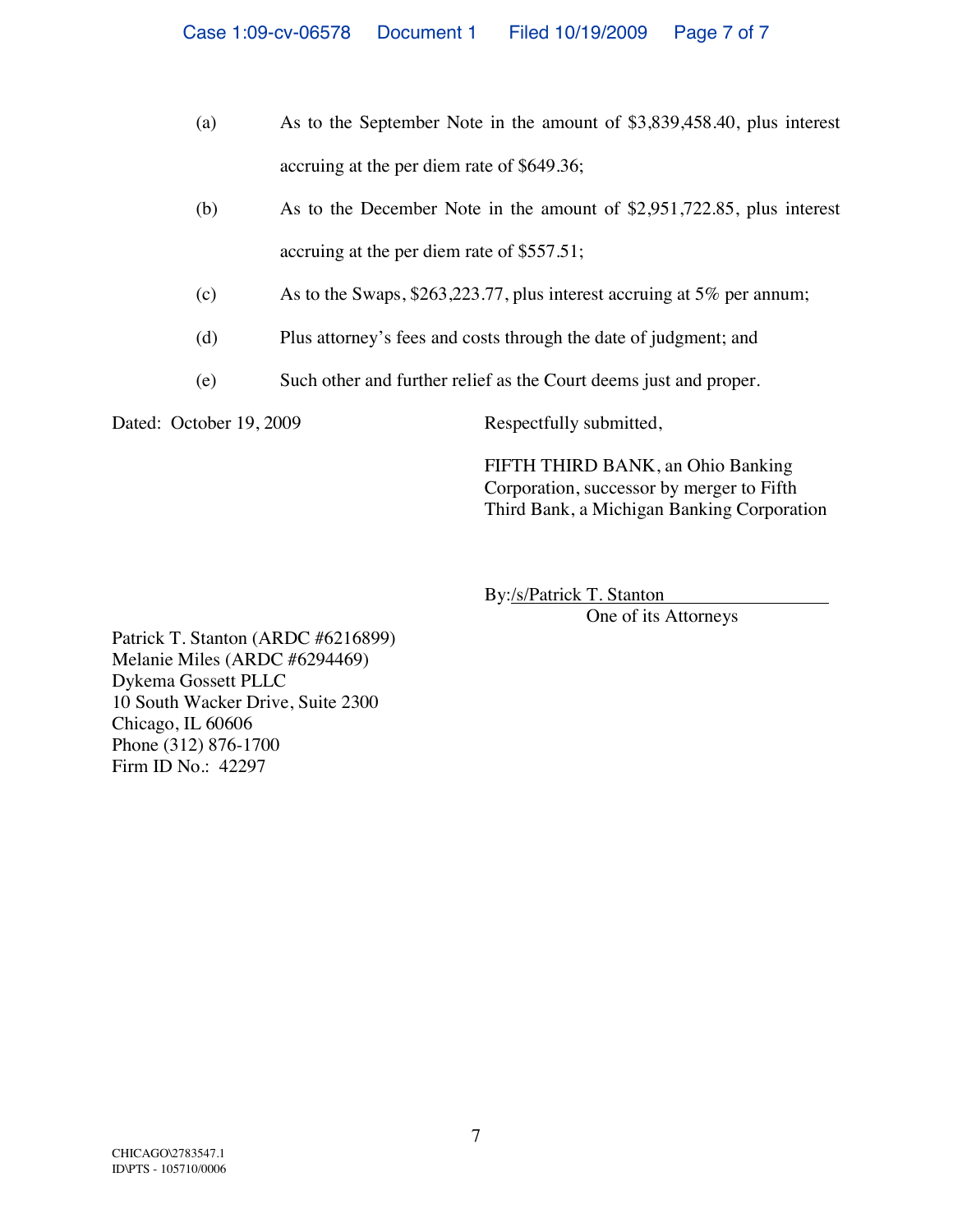(a) As to the September Note in the amount of $3,839,458.40, plus interest accruing at the per diem rate of $649.36;

(b) As to the December Note in the amount of $2,951,722.85, plus interest accruing at the per diem rate of $557.51;

(c) As to the Swaps, $263,223.77, plus interest accruing at 5% per annum;

(d) Plus attorney's fees and costs through the date of judgment; and

(e) Such other and further relief as the Court deems just and proper.

Dated: October 19, 2009

Respectfully submitted,

FIFTH THIRD BANK, an Ohio Banking Corporation, successor by merger to Fifth Third Bank, a Michigan Banking Corporation

By: /s/Patrick T. Stanton
One of its Attorneys

Patrick T. Stanton (ARDC #6216899)
Melanie Miles (ARDC #6294469)
Dykema Gossett PLLC
10 South Wacker Drive, Suite 2300
Chicago, IL 60606
Phone (312) 876-1700
Firm ID No.: 42297

CHICAGO\2783547.1
ID\PTS - 105710/0006